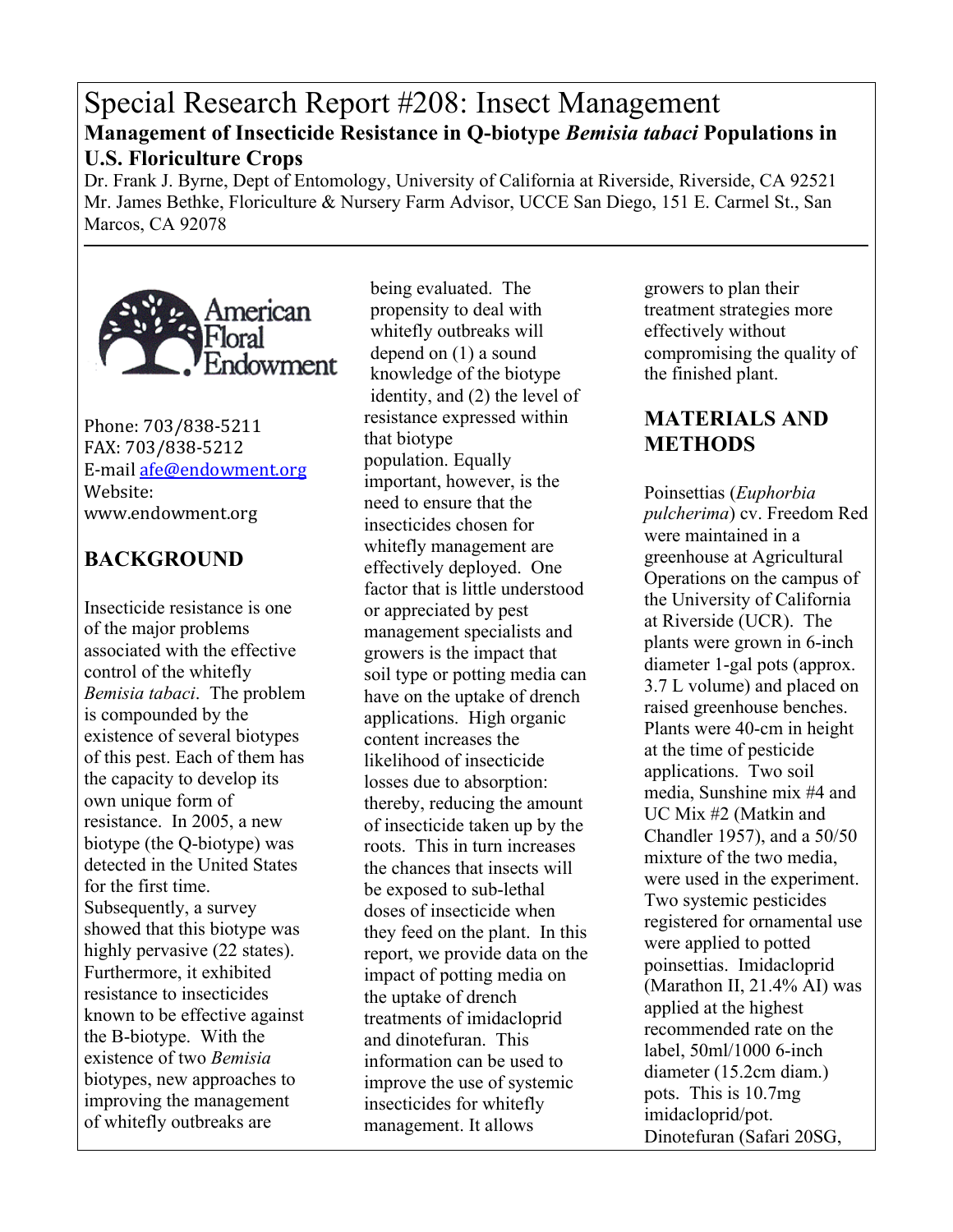# Special Research Report #208: Insect Management

**Management of Insecticide Resistance in Q-biotype *Bemisia tabaci* Populations in U.S. Floriculture Crops**

Dr. Frank J. Byrne, Dept of Entomology, University of California at Riverside, Riverside, CA 92521
Mr. James Bethke, Floriculture & Nursery Farm Advisor, UCCE San Diego, 151 E. Carmel St., San Marcos, CA 92078

American Floral Endowment

Phone: 703/838-5211
FAX: 703/838-5212
E-mail afe@endowment.org
Website: www.endowment.org

## BACKGROUND

Insecticide resistance is one of the major problems associated with the effective control of the whitefly *Bemisia tabaci*. The problem is compounded by the existence of several biotypes of this pest. Each of them has the capacity to develop its own unique form of resistance. In 2005, a new biotype (the Q-biotype) was detected in the United States for the first time. Subsequently, a survey showed that this biotype was highly pervasive (22 states). Furthermore, it exhibited resistance to insecticides known to be effective against the B-biotype. With the existence of two *Bemisia* biotypes, new approaches to improving the management of whitefly outbreaks are being evaluated. The propensity to deal with whitefly outbreaks will depend on (1) a sound knowledge of the biotype identity, and (2) the level of resistance expressed within that biotype population. Equally important, however, is the need to ensure that the insecticides chosen for whitefly management are effectively deployed. One factor that is little understood or appreciated by pest management specialists and growers is the impact that soil type or potting media can have on the uptake of drench applications. High organic content increases the likelihood of insecticide losses due to absorption: thereby, reducing the amount of insecticide taken up by the roots. This in turn increases the chances that insects will be exposed to sub-lethal doses of insecticide when they feed on the plant. In this report, we provide data on the impact of potting media on the uptake of drench treatments of imidacloprid and dinotefuran. This information can be used to improve the use of systemic insecticides for whitefly management. It allows growers to plan their treatment strategies more effectively without compromising the quality of the finished plant.

## MATERIALS AND METHODS

Poinsettias (*Euphorbia pulcherima*) cv. Freedom Red were maintained in a greenhouse at Agricultural Operations on the campus of the University of California at Riverside (UCR). The plants were grown in 6-inch diameter 1-gal pots (approx. 3.7 L volume) and placed on raised greenhouse benches. Plants were 40-cm in height at the time of pesticide applications. Two soil media, Sunshine mix #4 and UC Mix #2 (Matkin and Chandler 1957), and a 50/50 mixture of the two media, were used in the experiment. Two systemic pesticides registered for ornamental use were applied to potted poinsettias. Imidacloprid (Marathon II, 21.4% AI) was applied at the highest recommended rate on the label, 50ml/1000 6-inch diameter (15.2cm diam.) pots. This is 10.7mg imidacloprid/pot. Dinotefuran (Safari 20SG,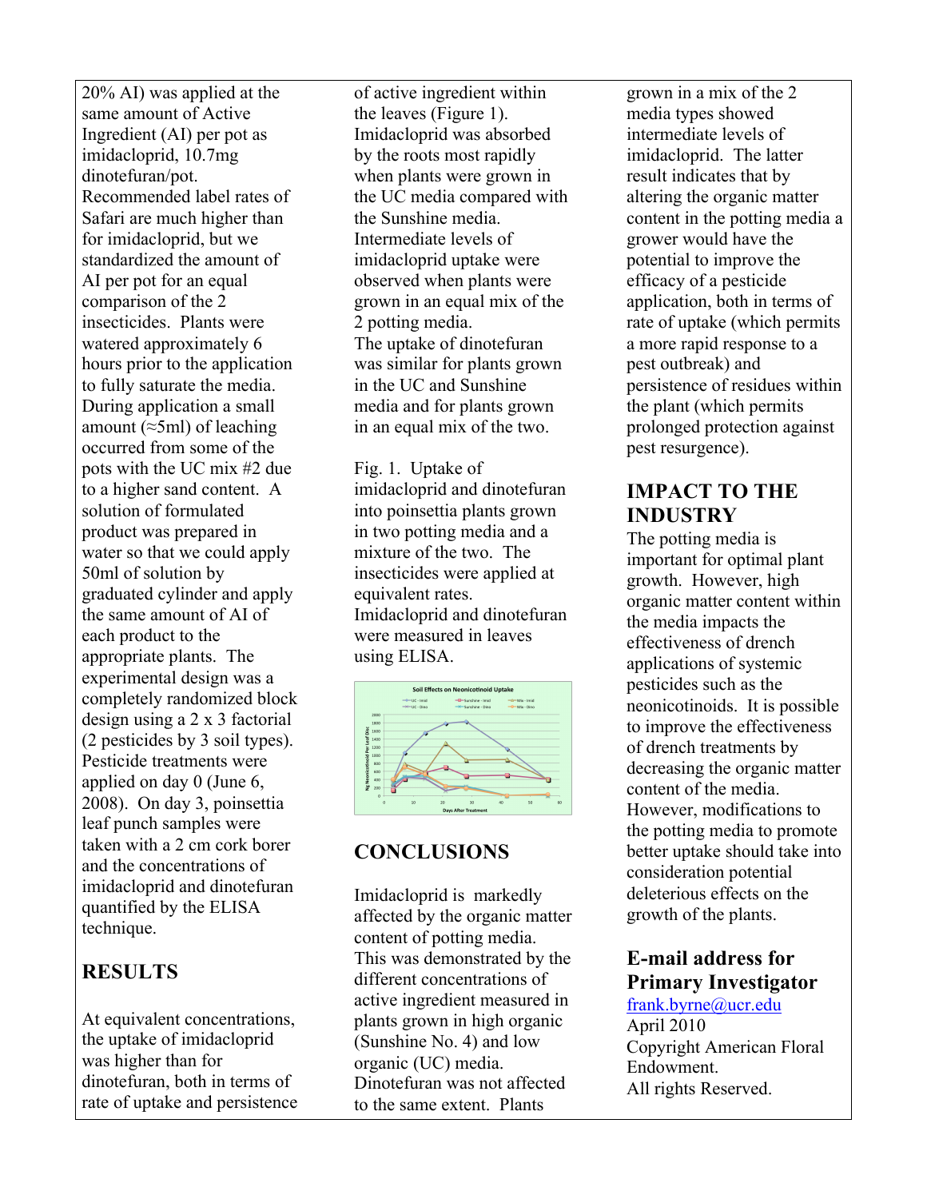20% AI) was applied at the same amount of Active Ingredient (AI) per pot as imidacloprid, 10.7mg dinotefuran/pot. Recommended label rates of Safari are much higher than for imidacloprid, but we standardized the amount of AI per pot for an equal comparison of the 2 insecticides. Plants were watered approximately 6 hours prior to the application to fully saturate the media. During application a small amount (≈5ml) of leaching occurred from some of the pots with the UC mix #2 due to a higher sand content. A solution of formulated product was prepared in water so that we could apply 50ml of solution by graduated cylinder and apply the same amount of AI of each product to the appropriate plants. The experimental design was a completely randomized block design using a 2 x 3 factorial (2 pesticides by 3 soil types). Pesticide treatments were applied on day 0 (June 6, 2008). On day 3, poinsettia leaf punch samples were taken with a 2 cm cork borer and the concentrations of imidacloprid and dinotefuran quantified by the ELISA technique.

## RESULTS

At equivalent concentrations, the uptake of imidacloprid was higher than for dinotefuran, both in terms of rate of uptake and persistence of active ingredient within the leaves (Figure 1). Imidacloprid was absorbed by the roots most rapidly when plants were grown in the UC media compared with the Sunshine media. Intermediate levels of imidacloprid uptake were observed when plants were grown in an equal mix of the 2 potting media. The uptake of dinotefuran was similar for plants grown in the UC and Sunshine media and for plants grown in an equal mix of the two.

Fig. 1. Uptake of imidacloprid and dinotefuran into poinsettia plants grown in two potting media and a mixture of the two. The insecticides were applied at equivalent rates. Imidacloprid and dinotefuran were measured in leaves using ELISA.

Soil Effects on Neonicotinoid Uptake

UC - Imid
Sunshine - Imid
Mix - Imid
UC - Dino
Sunshine - Dino
Mix - Dino

Ng Neonicotinoid Per Leaf Disc

2000
1800
1600
1400
1200
1000
800
600
400
200
0

0
10
20
30
40
50
60

Days After Treatment

## CONCLUSIONS

Imidacloprid is markedly affected by the organic matter content of potting media. This was demonstrated by the different concentrations of active ingredient measured in plants grown in high organic (Sunshine No. 4) and low organic (UC) media. Dinotefuran was not affected to the same extent. Plants grown in a mix of the 2 media types showed intermediate levels of imidacloprid. The latter result indicates that by altering the organic matter content in the potting media a grower would have the potential to improve the efficacy of a pesticide application, both in terms of rate of uptake (which permits a more rapid response to a pest outbreak) and persistence of residues within the plant (which permits prolonged protection against pest resurgence).

## IMPACT TO THE INDUSTRY

The potting media is important for optimal plant growth. However, high organic matter content within the media impacts the effectiveness of drench applications of systemic pesticides such as the neonicotinoids. It is possible to improve the effectiveness of drench treatments by decreasing the organic matter content of the media. However, modifications to the potting media to promote better uptake should take into consideration potential deleterious effects on the growth of the plants.

## E-mail address for Primary Investigator

frank.byrne@ucr.edu
April 2010
Copyright American Floral Endowment.
All Rights Reserved.